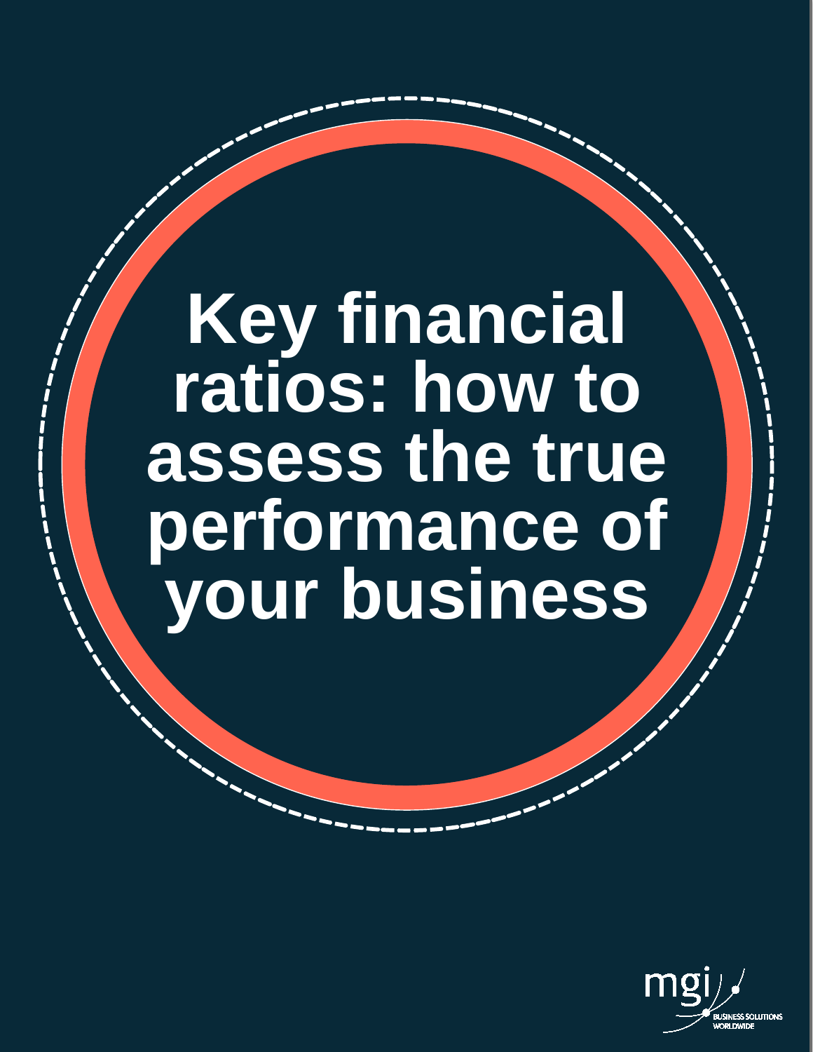# Key financial ratios: how to assess the true performance of your business

mgi

BUSINESS SOLUTIONS WORLDWIDE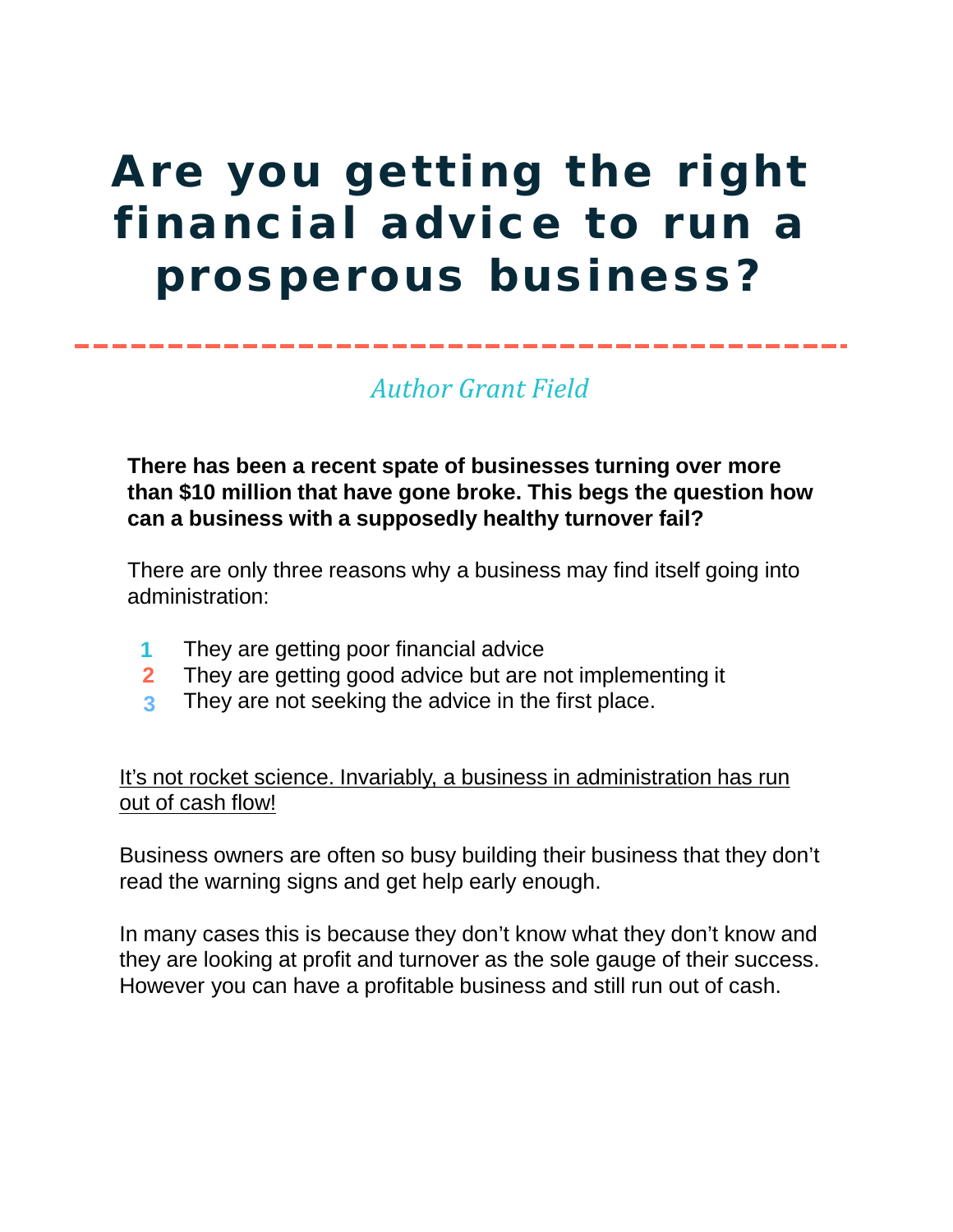# Are you getting the right financial advice to run a prosperous business?

*Author Grant Field*

**There has been a recent spate of businesses turning over more than $10 million that have gone broke. This begs the question how can a business with a supposedly healthy turnover fail?**

There are only three reasons why a business may find itself going into administration:

1. They are getting poor financial advice
2. They are getting good advice but are not implementing it
3. They are not seeking the advice in the first place.

<u>It's not rocket science. Invariably, a business in administration has run out of cash flow!</u>

Business owners are often so busy building their business that they don't read the warning signs and get help early enough.

In many cases this is because they don't know what they don't know and they are looking at profit and turnover as the sole gauge of their success. However you can have a profitable business and still run out of cash.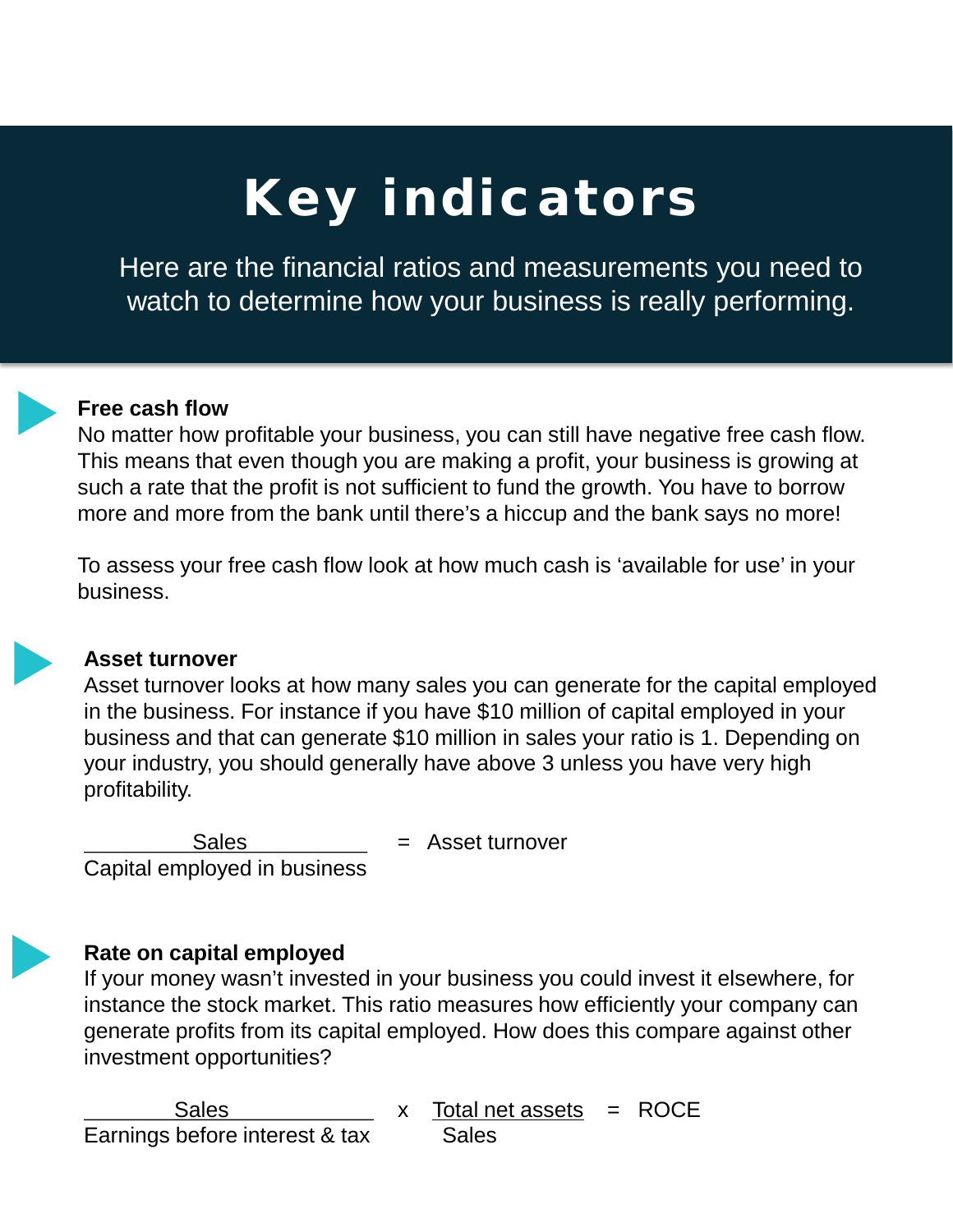# Key indicators

Here are the financial ratios and measurements you need to watch to determine how your business is really performing.

### Free cash flow

No matter how profitable your business, you can still have negative free cash flow. This means that even though you are making a profit, your business is growing at such a rate that the profit is not sufficient to fund the growth. You have to borrow more and more from the bank until there's a hiccup and the bank says no more!

To assess your free cash flow look at how much cash is 'available for use' in your business.

### Asset turnover

Asset turnover looks at how many sales you can generate for the capital employed in the business. For instance if you have $10 million of capital employed in your business and that can generate $10 million in sales your ratio is 1. Depending on your industry, you should generally have above 3 unless you have very high profitability.

$$\frac{\text{Sales}}{\text{Capital employed in business}} = \text{Asset turnover}$$

### Rate on capital employed

If your money wasn't invested in your business you could invest it elsewhere, for instance the stock market. This ratio measures how efficiently your company can generate profits from its capital employed. How does this compare against other investment opportunities?

$$\frac{\text{Sales}}{\text{Earnings before interest \& tax}} \times \frac{\text{Total net assets}}{\text{Sales}} = \text{ROCE}$$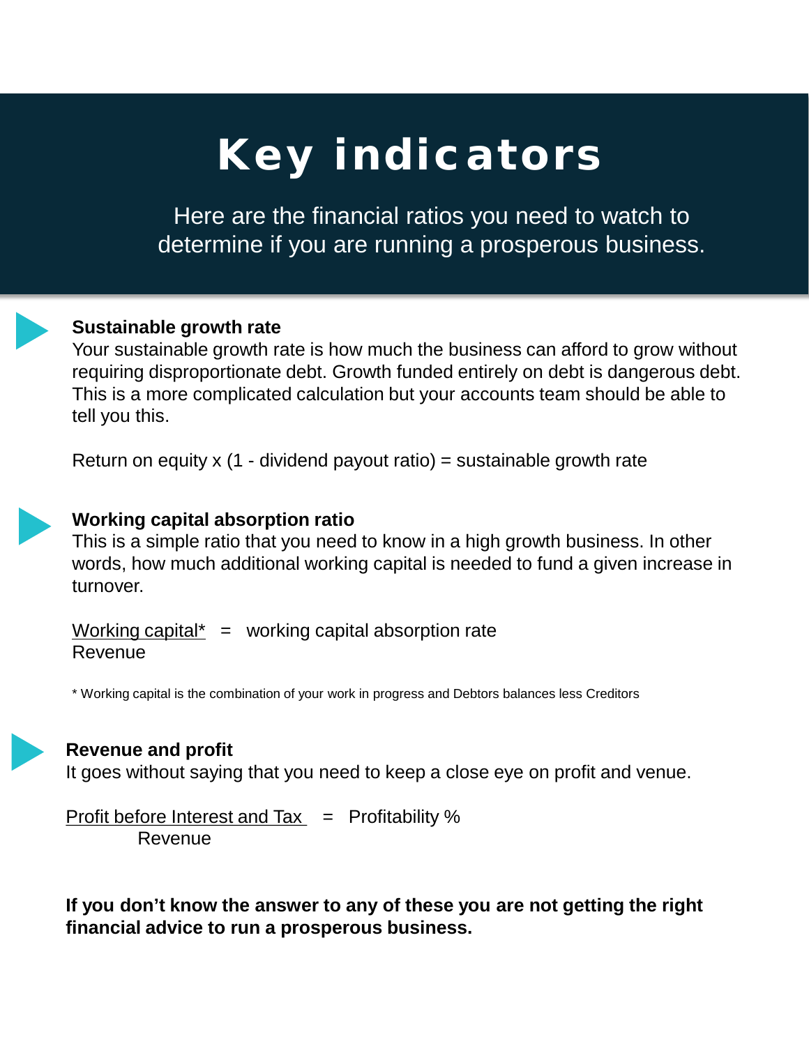# Key indicators

Here are the financial ratios you need to watch to determine if you are running a prosperous business.

### Sustainable growth rate

Your sustainable growth rate is how much the business can afford to grow without requiring disproportionate debt. Growth funded entirely on debt is dangerous debt. This is a more complicated calculation but your accounts team should be able to tell you this.

Return on equity x (1 - dividend payout ratio) = sustainable growth rate

### Working capital absorption ratio

This is a simple ratio that you need to know in a high growth business. In other words, how much additional working capital is needed to fund a given increase in turnover.

$$\frac{\text{Working capital*}}{\text{Revenue}} = \text{working capital absorption rate}$$

* Working capital is the combination of your work in progress and Debtors balances less Creditors

### Revenue and profit

It goes without saying that you need to keep a close eye on profit and venue.

$$\frac{\text{Profit before Interest and Tax}}{\text{Revenue}} = \text{Profitability \%}$$

**If you don't know the answer to any of these you are not getting the right financial advice to run a prosperous business.**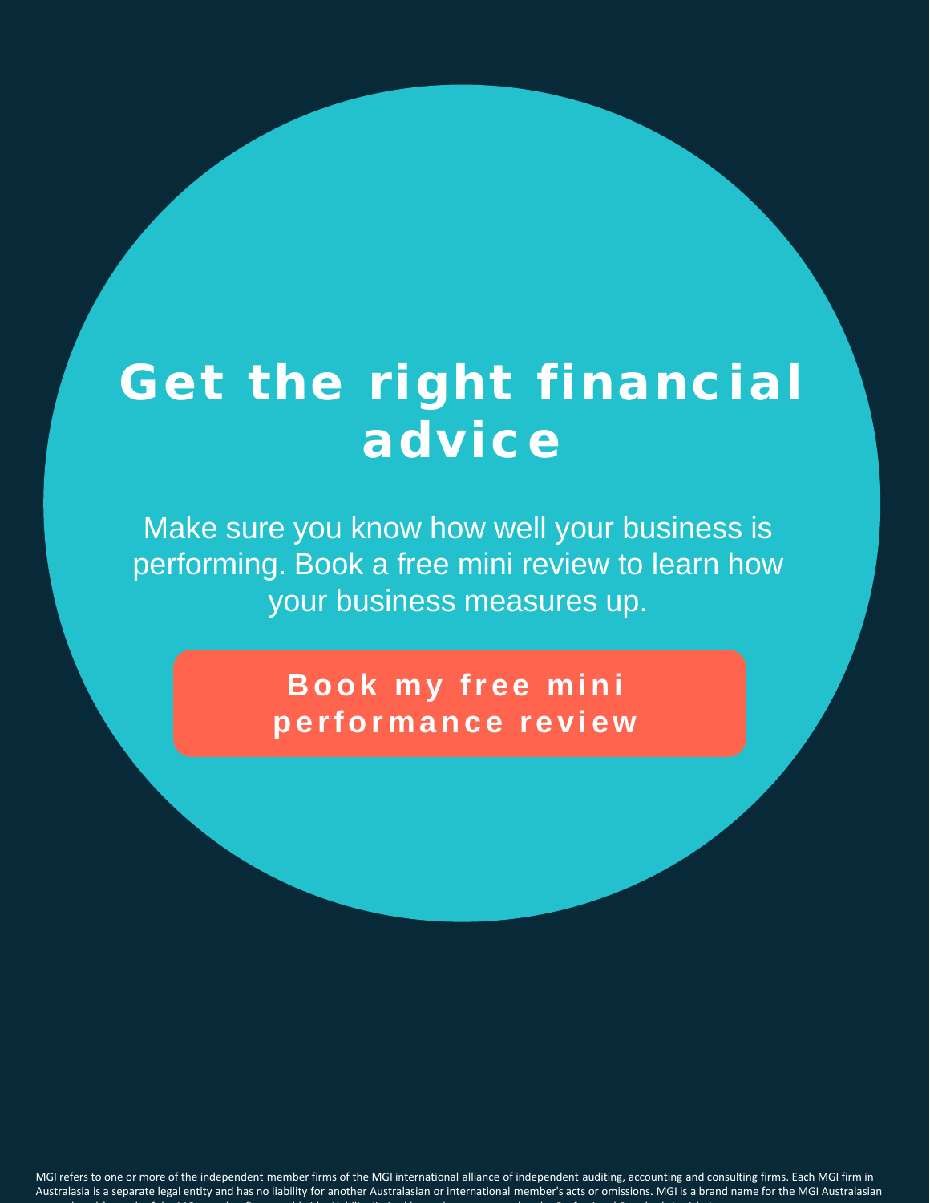# Get the right financial advice

Make sure you know how well your business is performing. Book a free mini review to learn how your business measures up.

**Book my free mini performance review**

MGI refers to one or more of the independent member firms of the MGI international alliance of independent auditing, accounting and consulting firms. Each MGI firm in Australasia is a separate legal entity and has no liability for another Australasian or international member's acts or omissions. MGI is a brand name for the MGI Australasian